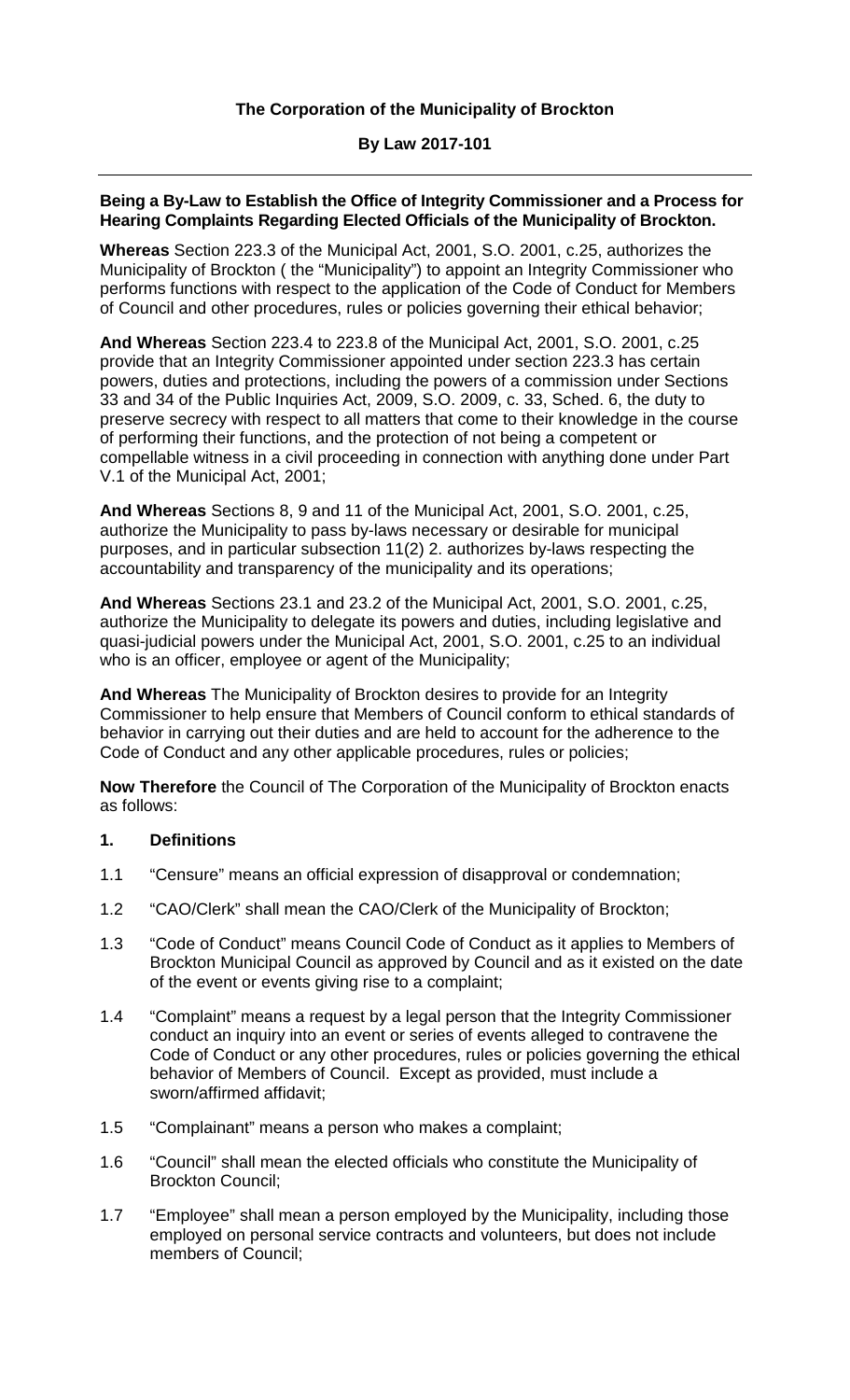**The Corporation of the Municipality of Brockton**

**By Law 2017-101**

---

**Being a By-Law to Establish the Office of Integrity Commissioner and a Process for Hearing Complaints Regarding Elected Officials of the Municipality of Brockton.**

**Whereas** Section 223.3 of the Municipal Act, 2001, S.O. 2001, c.25, authorizes the Municipality of Brockton ( the "Municipality") to appoint an Integrity Commissioner who performs functions with respect to the application of the Code of Conduct for Members of Council and other procedures, rules or policies governing their ethical behavior;

**And Whereas** Section 223.4 to 223.8 of the Municipal Act, 2001, S.O. 2001, c.25 provide that an Integrity Commissioner appointed under section 223.3 has certain powers, duties and protections, including the powers of a commission under Sections 33 and 34 of the Public Inquiries Act, 2009, S.O. 2009, c. 33, Sched. 6, the duty to preserve secrecy with respect to all matters that come to their knowledge in the course of performing their functions, and the protection of not being a competent or compellable witness in a civil proceeding in connection with anything done under Part V.1 of the Municipal Act, 2001;

**And Whereas** Sections 8, 9 and 11 of the Municipal Act, 2001, S.O. 2001, c.25, authorize the Municipality to pass by-laws necessary or desirable for municipal purposes, and in particular subsection 11(2) 2. authorizes by-laws respecting the accountability and transparency of the municipality and its operations;

**And Whereas** Sections 23.1 and 23.2 of the Municipal Act, 2001, S.O. 2001, c.25, authorize the Municipality to delegate its powers and duties, including legislative and quasi-judicial powers under the Municipal Act, 2001, S.O. 2001, c.25 to an individual who is an officer, employee or agent of the Municipality;

**And Whereas** The Municipality of Brockton desires to provide for an Integrity Commissioner to help ensure that Members of Council conform to ethical standards of behavior in carrying out their duties and are held to account for the adherence to the Code of Conduct and any other applicable procedures, rules or policies;

**Now Therefore** the Council of The Corporation of the Municipality of Brockton enacts as follows:

**1. Definitions**

1.1 "Censure" means an official expression of disapproval or condemnation;

1.2 "CAO/Clerk" shall mean the CAO/Clerk of the Municipality of Brockton;

1.3 "Code of Conduct" means Council Code of Conduct as it applies to Members of Brockton Municipal Council as approved by Council and as it existed on the date of the event or events giving rise to a complaint;

1.4 "Complaint" means a request by a legal person that the Integrity Commissioner conduct an inquiry into an event or series of events alleged to contravene the Code of Conduct or any other procedures, rules or policies governing the ethical behavior of Members of Council. Except as provided, must include a sworn/affirmed affidavit;

1.5 "Complainant" means a person who makes a complaint;

1.6 "Council" shall mean the elected officials who constitute the Municipality of Brockton Council;

1.7 "Employee" shall mean a person employed by the Municipality, including those employed on personal service contracts and volunteers, but does not include members of Council;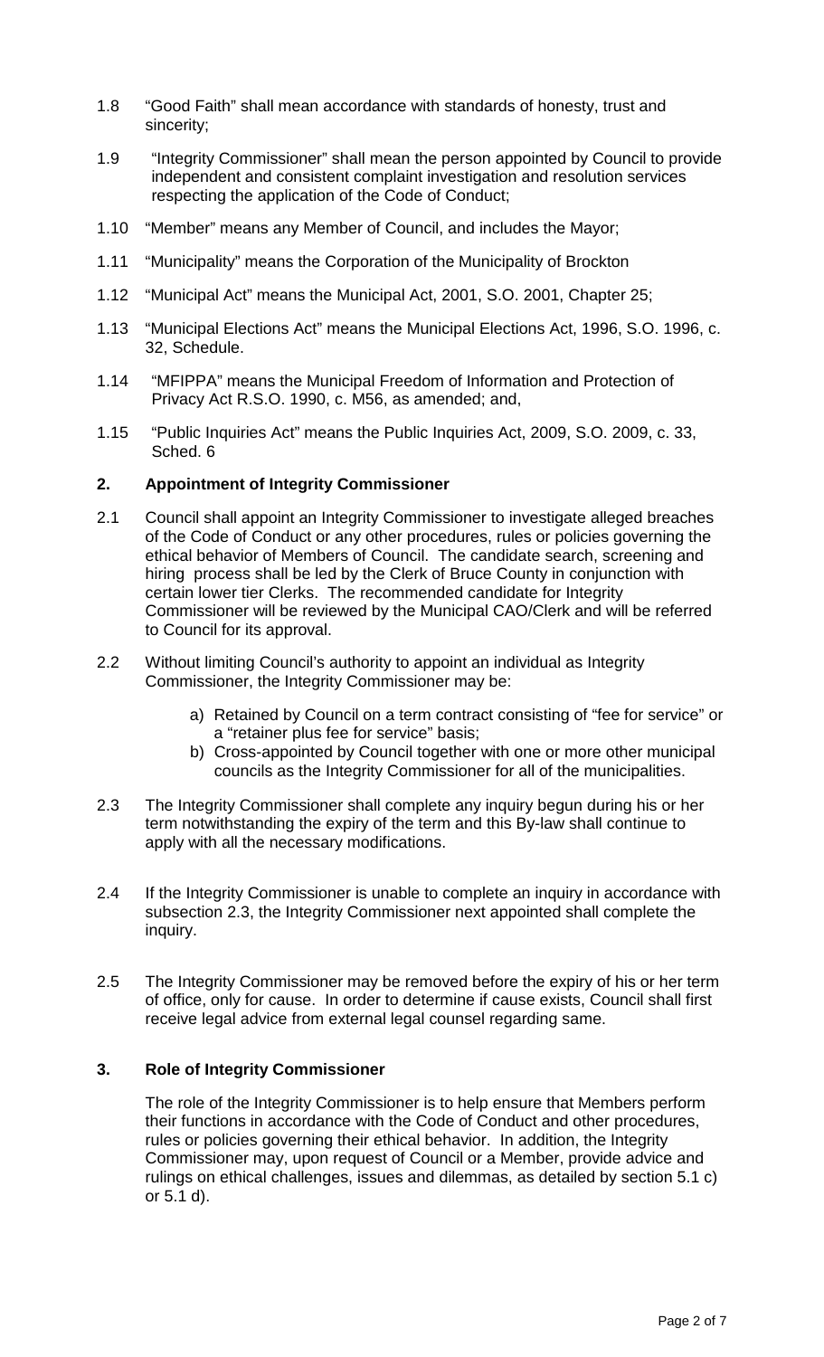1.8 "Good Faith" shall mean accordance with standards of honesty, trust and sincerity;

1.9 "Integrity Commissioner" shall mean the person appointed by Council to provide independent and consistent complaint investigation and resolution services respecting the application of the Code of Conduct;

1.10 "Member" means any Member of Council, and includes the Mayor;

1.11 "Municipality" means the Corporation of the Municipality of Brockton

1.12 "Municipal Act" means the Municipal Act, 2001, S.O. 2001, Chapter 25;

1.13 "Municipal Elections Act" means the Municipal Elections Act, 1996, S.O. 1996, c. 32, Schedule.

1.14 "MFIPPA" means the Municipal Freedom of Information and Protection of Privacy Act R.S.O. 1990, c. M56, as amended; and,

1.15 "Public Inquiries Act" means the Public Inquiries Act, 2009, S.O. 2009, c. 33, Sched. 6

## 2. Appointment of Integrity Commissioner

2.1 Council shall appoint an Integrity Commissioner to investigate alleged breaches of the Code of Conduct or any other procedures, rules or policies governing the ethical behavior of Members of Council. The candidate search, screening and hiring process shall be led by the Clerk of Bruce County in conjunction with certain lower tier Clerks. The recommended candidate for Integrity Commissioner will be reviewed by the Municipal CAO/Clerk and will be referred to Council for its approval.

2.2 Without limiting Council's authority to appoint an individual as Integrity Commissioner, the Integrity Commissioner may be:

a) Retained by Council on a term contract consisting of "fee for service" or a "retainer plus fee for service" basis;
b) Cross-appointed by Council together with one or more other municipal councils as the Integrity Commissioner for all of the municipalities.

2.3 The Integrity Commissioner shall complete any inquiry begun during his or her term notwithstanding the expiry of the term and this By-law shall continue to apply with all the necessary modifications.

2.4 If the Integrity Commissioner is unable to complete an inquiry in accordance with subsection 2.3, the Integrity Commissioner next appointed shall complete the inquiry.

2.5 The Integrity Commissioner may be removed before the expiry of his or her term of office, only for cause. In order to determine if cause exists, Council shall first receive legal advice from external legal counsel regarding same.

## 3. Role of Integrity Commissioner

The role of the Integrity Commissioner is to help ensure that Members perform their functions in accordance with the Code of Conduct and other procedures, rules or policies governing their ethical behavior. In addition, the Integrity Commissioner may, upon request of Council or a Member, provide advice and rulings on ethical challenges, issues and dilemmas, as detailed by section 5.1 c) or 5.1 d).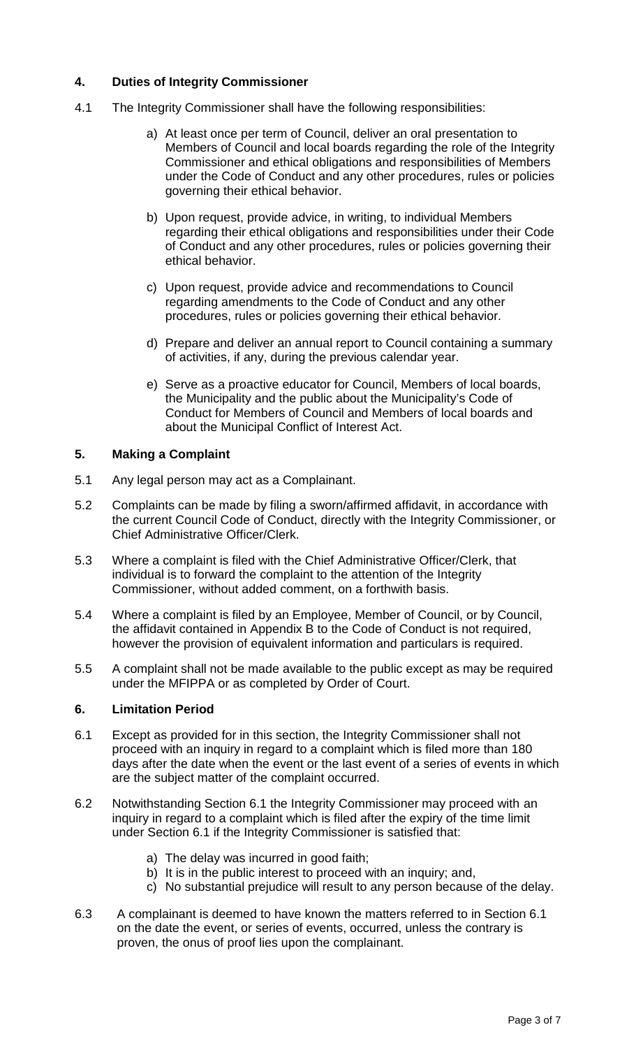## 4. Duties of Integrity Commissioner

4.1 The Integrity Commissioner shall have the following responsibilities:

a) At least once per term of Council, deliver an oral presentation to Members of Council and local boards regarding the role of the Integrity Commissioner and ethical obligations and responsibilities of Members under the Code of Conduct and any other procedures, rules or policies governing their ethical behavior.

b) Upon request, provide advice, in writing, to individual Members regarding their ethical obligations and responsibilities under their Code of Conduct and any other procedures, rules or policies governing their ethical behavior.

c) Upon request, provide advice and recommendations to Council regarding amendments to the Code of Conduct and any other procedures, rules or policies governing their ethical behavior.

d) Prepare and deliver an annual report to Council containing a summary of activities, if any, during the previous calendar year.

e) Serve as a proactive educator for Council, Members of local boards, the Municipality and the public about the Municipality's Code of Conduct for Members of Council and Members of local boards and about the Municipal Conflict of Interest Act.

## 5. Making a Complaint

5.1 Any legal person may act as a Complainant.

5.2 Complaints can be made by filing a sworn/affirmed affidavit, in accordance with the current Council Code of Conduct, directly with the Integrity Commissioner, or Chief Administrative Officer/Clerk.

5.3 Where a complaint is filed with the Chief Administrative Officer/Clerk, that individual is to forward the complaint to the attention of the Integrity Commissioner, without added comment, on a forthwith basis.

5.4 Where a complaint is filed by an Employee, Member of Council, or by Council, the affidavit contained in Appendix B to the Code of Conduct is not required, however the provision of equivalent information and particulars is required.

5.5 A complaint shall not be made available to the public except as may be required under the MFIPPA or as completed by Order of Court.

## 6. Limitation Period

6.1 Except as provided for in this section, the Integrity Commissioner shall not proceed with an inquiry in regard to a complaint which is filed more than 180 days after the date when the event or the last event of a series of events in which are the subject matter of the complaint occurred.

6.2 Notwithstanding Section 6.1 the Integrity Commissioner may proceed with an inquiry in regard to a complaint which is filed after the expiry of the time limit under Section 6.1 if the Integrity Commissioner is satisfied that:

a) The delay was incurred in good faith;
b) It is in the public interest to proceed with an inquiry; and,
c) No substantial prejudice will result to any person because of the delay.

6.3 A complainant is deemed to have known the matters referred to in Section 6.1 on the date the event, or series of events, occurred, unless the contrary is proven, the onus of proof lies upon the complainant.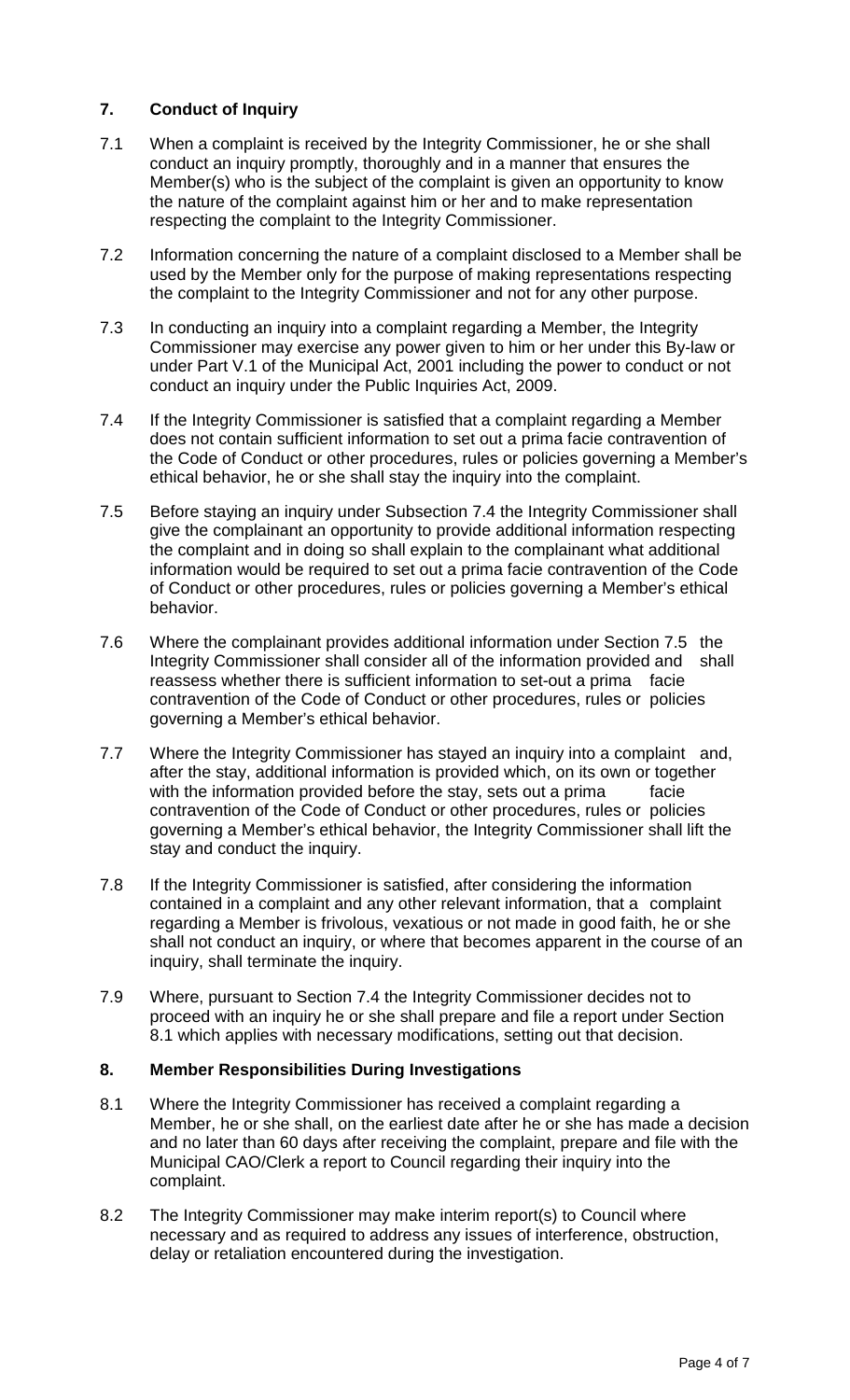## 7. Conduct of Inquiry

7.1 When a complaint is received by the Integrity Commissioner, he or she shall conduct an inquiry promptly, thoroughly and in a manner that ensures the Member(s) who is the subject of the complaint is given an opportunity to know the nature of the complaint against him or her and to make representation respecting the complaint to the Integrity Commissioner.

7.2 Information concerning the nature of a complaint disclosed to a Member shall be used by the Member only for the purpose of making representations respecting the complaint to the Integrity Commissioner and not for any other purpose.

7.3 In conducting an inquiry into a complaint regarding a Member, the Integrity Commissioner may exercise any power given to him or her under this By-law or under Part V.1 of the Municipal Act, 2001 including the power to conduct or not conduct an inquiry under the Public Inquiries Act, 2009.

7.4 If the Integrity Commissioner is satisfied that a complaint regarding a Member does not contain sufficient information to set out a prima facie contravention of the Code of Conduct or other procedures, rules or policies governing a Member's ethical behavior, he or she shall stay the inquiry into the complaint.

7.5 Before staying an inquiry under Subsection 7.4 the Integrity Commissioner shall give the complainant an opportunity to provide additional information respecting the complaint and in doing so shall explain to the complainant what additional information would be required to set out a prima facie contravention of the Code of Conduct or other procedures, rules or policies governing a Member's ethical behavior.

7.6 Where the complainant provides additional information under Section 7.5 the Integrity Commissioner shall consider all of the information provided and shall reassess whether there is sufficient information to set-out a prima facie contravention of the Code of Conduct or other procedures, rules or policies governing a Member's ethical behavior.

7.7 Where the Integrity Commissioner has stayed an inquiry into a complaint and, after the stay, additional information is provided which, on its own or together with the information provided before the stay, sets out a prima facie contravention of the Code of Conduct or other procedures, rules or policies governing a Member's ethical behavior, the Integrity Commissioner shall lift the stay and conduct the inquiry.

7.8 If the Integrity Commissioner is satisfied, after considering the information contained in a complaint and any other relevant information, that a complaint regarding a Member is frivolous, vexatious or not made in good faith, he or she shall not conduct an inquiry, or where that becomes apparent in the course of an inquiry, shall terminate the inquiry.

7.9 Where, pursuant to Section 7.4 the Integrity Commissioner decides not to proceed with an inquiry he or she shall prepare and file a report under Section 8.1 which applies with necessary modifications, setting out that decision.

## 8. Member Responsibilities During Investigations

8.1 Where the Integrity Commissioner has received a complaint regarding a Member, he or she shall, on the earliest date after he or she has made a decision and no later than 60 days after receiving the complaint, prepare and file with the Municipal CAO/Clerk a report to Council regarding their inquiry into the complaint.

8.2 The Integrity Commissioner may make interim report(s) to Council where necessary and as required to address any issues of interference, obstruction, delay or retaliation encountered during the investigation.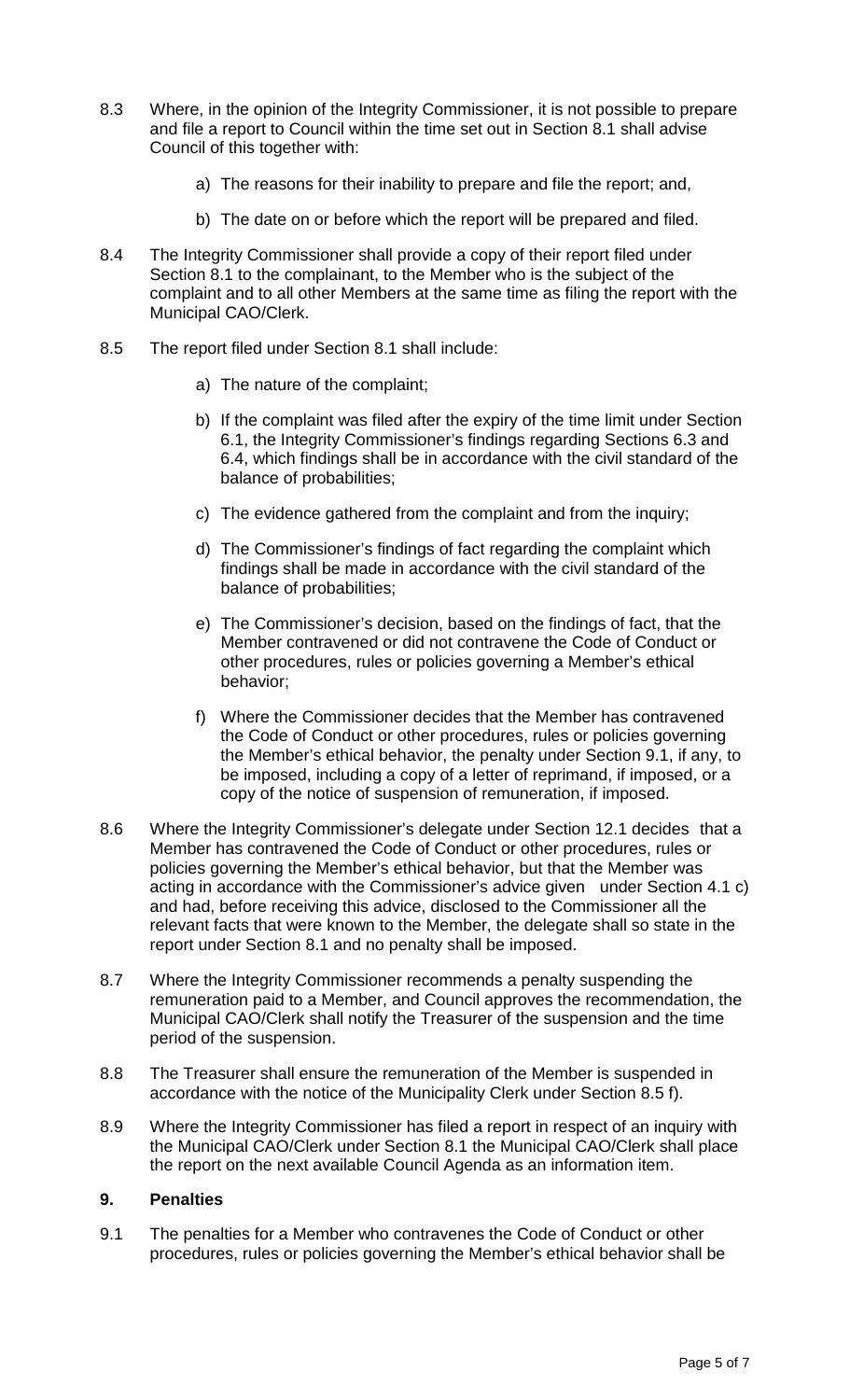8.3 Where, in the opinion of the Integrity Commissioner, it is not possible to prepare and file a report to Council within the time set out in Section 8.1 shall advise Council of this together with:

   a) The reasons for their inability to prepare and file the report; and,

   b) The date on or before which the report will be prepared and filed.

8.4 The Integrity Commissioner shall provide a copy of their report filed under Section 8.1 to the complainant, to the Member who is the subject of the complaint and to all other Members at the same time as filing the report with the Municipal CAO/Clerk.

8.5 The report filed under Section 8.1 shall include:

   a) The nature of the complaint;

   b) If the complaint was filed after the expiry of the time limit under Section 6.1, the Integrity Commissioner's findings regarding Sections 6.3 and 6.4, which findings shall be in accordance with the civil standard of the balance of probabilities;

   c) The evidence gathered from the complaint and from the inquiry;

   d) The Commissioner's findings of fact regarding the complaint which findings shall be made in accordance with the civil standard of the balance of probabilities;

   e) The Commissioner's decision, based on the findings of fact, that the Member contravened or did not contravene the Code of Conduct or other procedures, rules or policies governing a Member's ethical behavior;

   f) Where the Commissioner decides that the Member has contravened the Code of Conduct or other procedures, rules or policies governing the Member's ethical behavior, the penalty under Section 9.1, if any, to be imposed, including a copy of a letter of reprimand, if imposed, or a copy of the notice of suspension of remuneration, if imposed.

8.6 Where the Integrity Commissioner's delegate under Section 12.1 decides that a Member has contravened the Code of Conduct or other procedures, rules or policies governing the Member's ethical behavior, but that the Member was acting in accordance with the Commissioner's advice given under Section 4.1 c) and had, before receiving this advice, disclosed to the Commissioner all the relevant facts that were known to the Member, the delegate shall so state in the report under Section 8.1 and no penalty shall be imposed.

8.7 Where the Integrity Commissioner recommends a penalty suspending the remuneration paid to a Member, and Council approves the recommendation, the Municipal CAO/Clerk shall notify the Treasurer of the suspension and the time period of the suspension.

8.8 The Treasurer shall ensure the remuneration of the Member is suspended in accordance with the notice of the Municipality Clerk under Section 8.5 f).

8.9 Where the Integrity Commissioner has filed a report in respect of an inquiry with the Municipal CAO/Clerk under Section 8.1 the Municipal CAO/Clerk shall place the report on the next available Council Agenda as an information item.

## 9. Penalties

9.1 The penalties for a Member who contravenes the Code of Conduct or other procedures, rules or policies governing the Member's ethical behavior shall be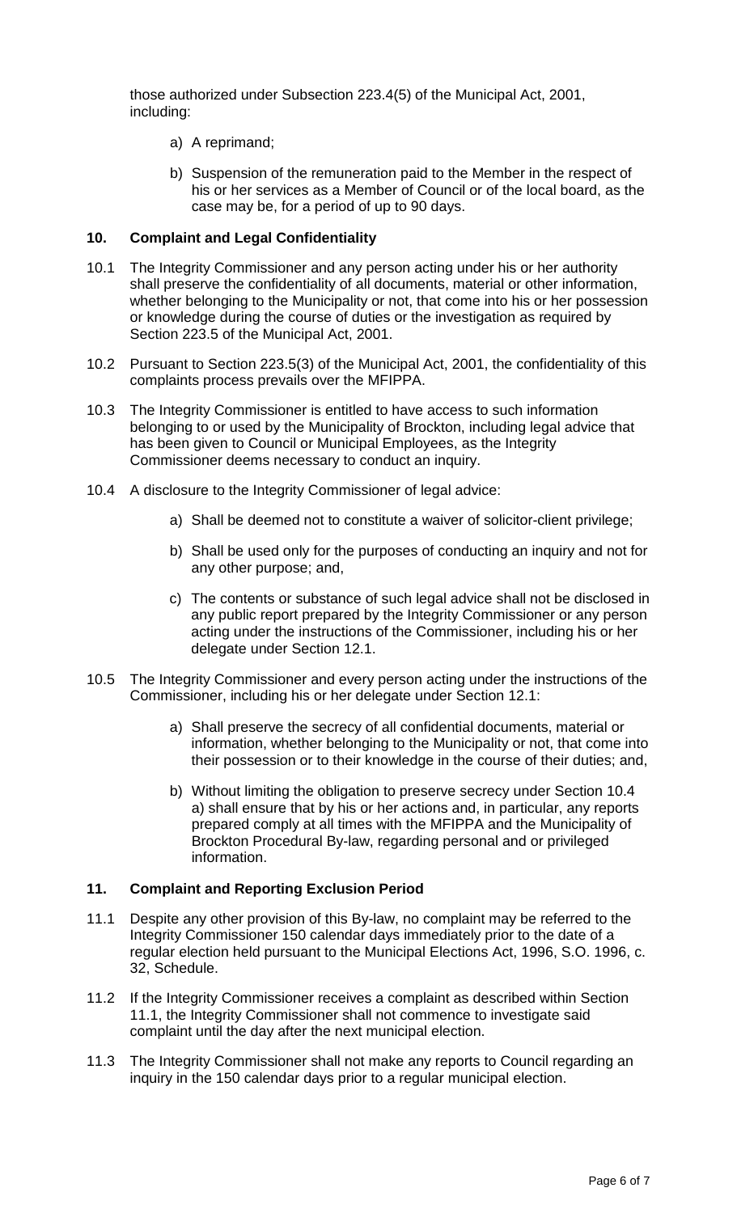those authorized under Subsection 223.4(5) of the Municipal Act, 2001, including:

a) A reprimand;

b) Suspension of the remuneration paid to the Member in the respect of his or her services as a Member of Council or of the local board, as the case may be, for a period of up to 90 days.

## 10. Complaint and Legal Confidentiality

10.1 The Integrity Commissioner and any person acting under his or her authority shall preserve the confidentiality of all documents, material or other information, whether belonging to the Municipality or not, that come into his or her possession or knowledge during the course of duties or the investigation as required by Section 223.5 of the Municipal Act, 2001.

10.2 Pursuant to Section 223.5(3) of the Municipal Act, 2001, the confidentiality of this complaints process prevails over the MFIPPA.

10.3 The Integrity Commissioner is entitled to have access to such information belonging to or used by the Municipality of Brockton, including legal advice that has been given to Council or Municipal Employees, as the Integrity Commissioner deems necessary to conduct an inquiry.

10.4 A disclosure to the Integrity Commissioner of legal advice:

a) Shall be deemed not to constitute a waiver of solicitor-client privilege;

b) Shall be used only for the purposes of conducting an inquiry and not for any other purpose; and,

c) The contents or substance of such legal advice shall not be disclosed in any public report prepared by the Integrity Commissioner or any person acting under the instructions of the Commissioner, including his or her delegate under Section 12.1.

10.5 The Integrity Commissioner and every person acting under the instructions of the Commissioner, including his or her delegate under Section 12.1:

a) Shall preserve the secrecy of all confidential documents, material or information, whether belonging to the Municipality or not, that come into their possession or to their knowledge in the course of their duties; and,

b) Without limiting the obligation to preserve secrecy under Section 10.4 a) shall ensure that by his or her actions and, in particular, any reports prepared comply at all times with the MFIPPA and the Municipality of Brockton Procedural By-law, regarding personal and or privileged information.

## 11. Complaint and Reporting Exclusion Period

11.1 Despite any other provision of this By-law, no complaint may be referred to the Integrity Commissioner 150 calendar days immediately prior to the date of a regular election held pursuant to the Municipal Elections Act, 1996, S.O. 1996, c. 32, Schedule.

11.2 If the Integrity Commissioner receives a complaint as described within Section 11.1, the Integrity Commissioner shall not commence to investigate said complaint until the day after the next municipal election.

11.3 The Integrity Commissioner shall not make any reports to Council regarding an inquiry in the 150 calendar days prior to a regular municipal election.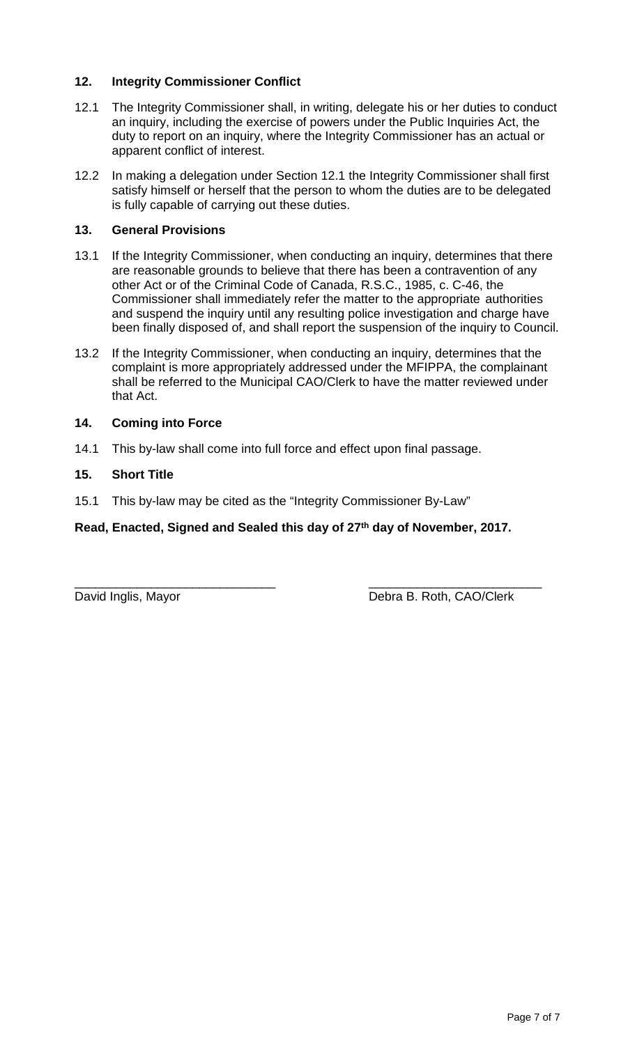## 12. Integrity Commissioner Conflict

12.1 The Integrity Commissioner shall, in writing, delegate his or her duties to conduct an inquiry, including the exercise of powers under the Public Inquiries Act, the duty to report on an inquiry, where the Integrity Commissioner has an actual or apparent conflict of interest.

12.2 In making a delegation under Section 12.1 the Integrity Commissioner shall first satisfy himself or herself that the person to whom the duties are to be delegated is fully capable of carrying out these duties.

## 13. General Provisions

13.1 If the Integrity Commissioner, when conducting an inquiry, determines that there are reasonable grounds to believe that there has been a contravention of any other Act or of the Criminal Code of Canada, R.S.C., 1985, c. C-46, the Commissioner shall immediately refer the matter to the appropriate authorities and suspend the inquiry until any resulting police investigation and charge have been finally disposed of, and shall report the suspension of the inquiry to Council.

13.2 If the Integrity Commissioner, when conducting an inquiry, determines that the complaint is more appropriately addressed under the MFIPPA, the complainant shall be referred to the Municipal CAO/Clerk to have the matter reviewed under that Act.

## 14. Coming into Force

14.1 This by-law shall come into full force and effect upon final passage.

## 15. Short Title

15.1 This by-law may be cited as the "Integrity Commissioner By-Law"

**Read, Enacted, Signed and Sealed this day of 27th day of November, 2017.**

_____________________________
David Inglis, Mayor

_____________________________
Debra B. Roth, CAO/Clerk